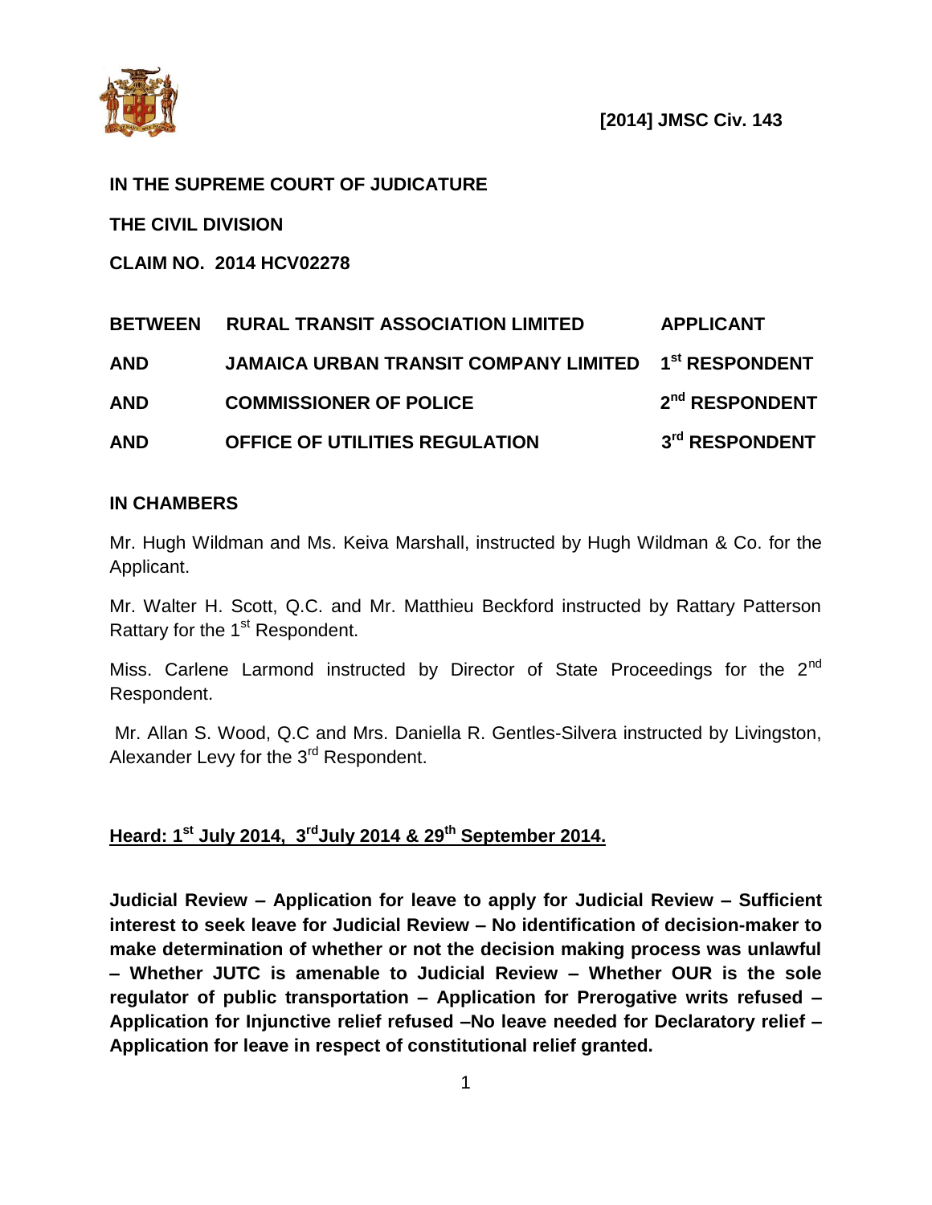**[2014] JMSC Civ. 143**

**IN THE SUPREME COURT OF JUDICATURE**

**THE CIVIL DIVISION**

**CLAIM NO. 2014 HCV02278**

| | | |
|---|---|---|
| **BETWEEN** | **RURAL TRANSIT ASSOCIATION LIMITED** | **APPLICANT** |
| **AND** | **JAMAICA URBAN TRANSIT COMPANY LIMITED** | **1st RESPONDENT** |
| **AND** | **COMMISSIONER OF POLICE** | **2nd RESPONDENT** |
| **AND** | **OFFICE OF UTILITIES REGULATION** | **3rd RESPONDENT** |

**IN CHAMBERS**

Mr. Hugh Wildman and Ms. Keiva Marshall, instructed by Hugh Wildman & Co. for the Applicant.

Mr. Walter H. Scott, Q.C. and Mr. Matthieu Beckford instructed by Rattary Patterson Rattary for the 1st Respondent.

Miss. Carlene Larmond instructed by Director of State Proceedings for the 2nd Respondent.

Mr. Allan S. Wood, Q.C and Mrs. Daniella R. Gentles-Silvera instructed by Livingston, Alexander Levy for the 3rd Respondent.

**Heard: 1st July 2014, 3rd July 2014 & 29th September 2014.**

**Judicial Review – Application for leave to apply for Judicial Review – Sufficient interest to seek leave for Judicial Review – No identification of decision-maker to make determination of whether or not the decision making process was unlawful – Whether JUTC is amenable to Judicial Review – Whether OUR is the sole regulator of public transportation – Application for Prerogative writs refused – Application for Injunctive relief refused –No leave needed for Declaratory relief – Application for leave in respect of constitutional relief granted.**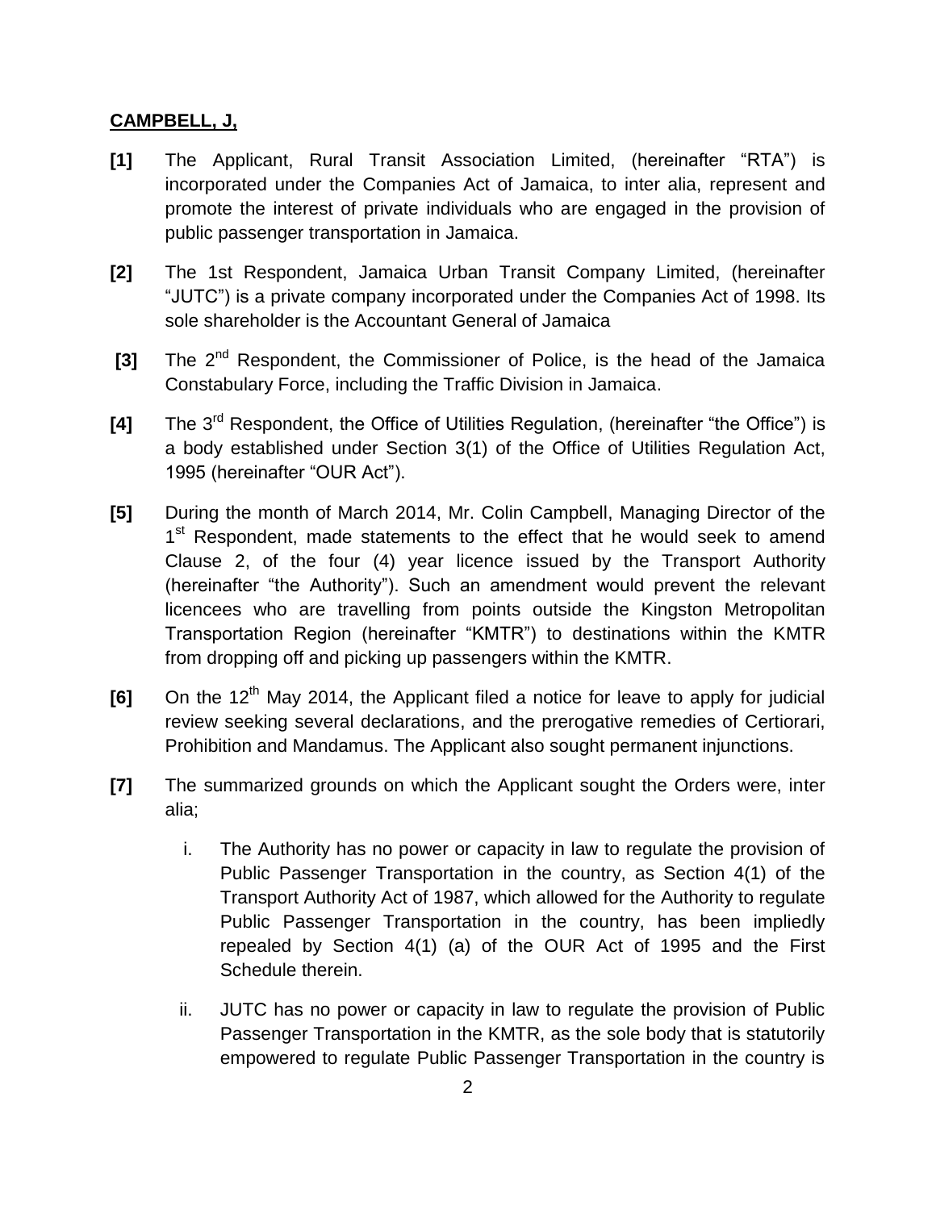**CAMPBELL, J,**

**[1]** The Applicant, Rural Transit Association Limited, (hereinafter "RTA") is incorporated under the Companies Act of Jamaica, to inter alia, represent and promote the interest of private individuals who are engaged in the provision of public passenger transportation in Jamaica.

**[2]** The 1st Respondent, Jamaica Urban Transit Company Limited, (hereinafter "JUTC") is a private company incorporated under the Companies Act of 1998. Its sole shareholder is the Accountant General of Jamaica

**[3]** The 2nd Respondent, the Commissioner of Police, is the head of the Jamaica Constabulary Force, including the Traffic Division in Jamaica.

**[4]** The 3rd Respondent, the Office of Utilities Regulation, (hereinafter "the Office") is a body established under Section 3(1) of the Office of Utilities Regulation Act, 1995 (hereinafter "OUR Act").

**[5]** During the month of March 2014, Mr. Colin Campbell, Managing Director of the 1st Respondent, made statements to the effect that he would seek to amend Clause 2, of the four (4) year licence issued by the Transport Authority (hereinafter "the Authority"). Such an amendment would prevent the relevant licencees who are travelling from points outside the Kingston Metropolitan Transportation Region (hereinafter "KMTR") to destinations within the KMTR from dropping off and picking up passengers within the KMTR.

**[6]** On the 12th May 2014, the Applicant filed a notice for leave to apply for judicial review seeking several declarations, and the prerogative remedies of Certiorari, Prohibition and Mandamus. The Applicant also sought permanent injunctions.

**[7]** The summarized grounds on which the Applicant sought the Orders were, inter alia;

i. The Authority has no power or capacity in law to regulate the provision of Public Passenger Transportation in the country, as Section 4(1) of the Transport Authority Act of 1987, which allowed for the Authority to regulate Public Passenger Transportation in the country, has been impliedly repealed by Section 4(1) (a) of the OUR Act of 1995 and the First Schedule therein.

ii. JUTC has no power or capacity in law to regulate the provision of Public Passenger Transportation in the KMTR, as the sole body that is statutorily empowered to regulate Public Passenger Transportation in the country is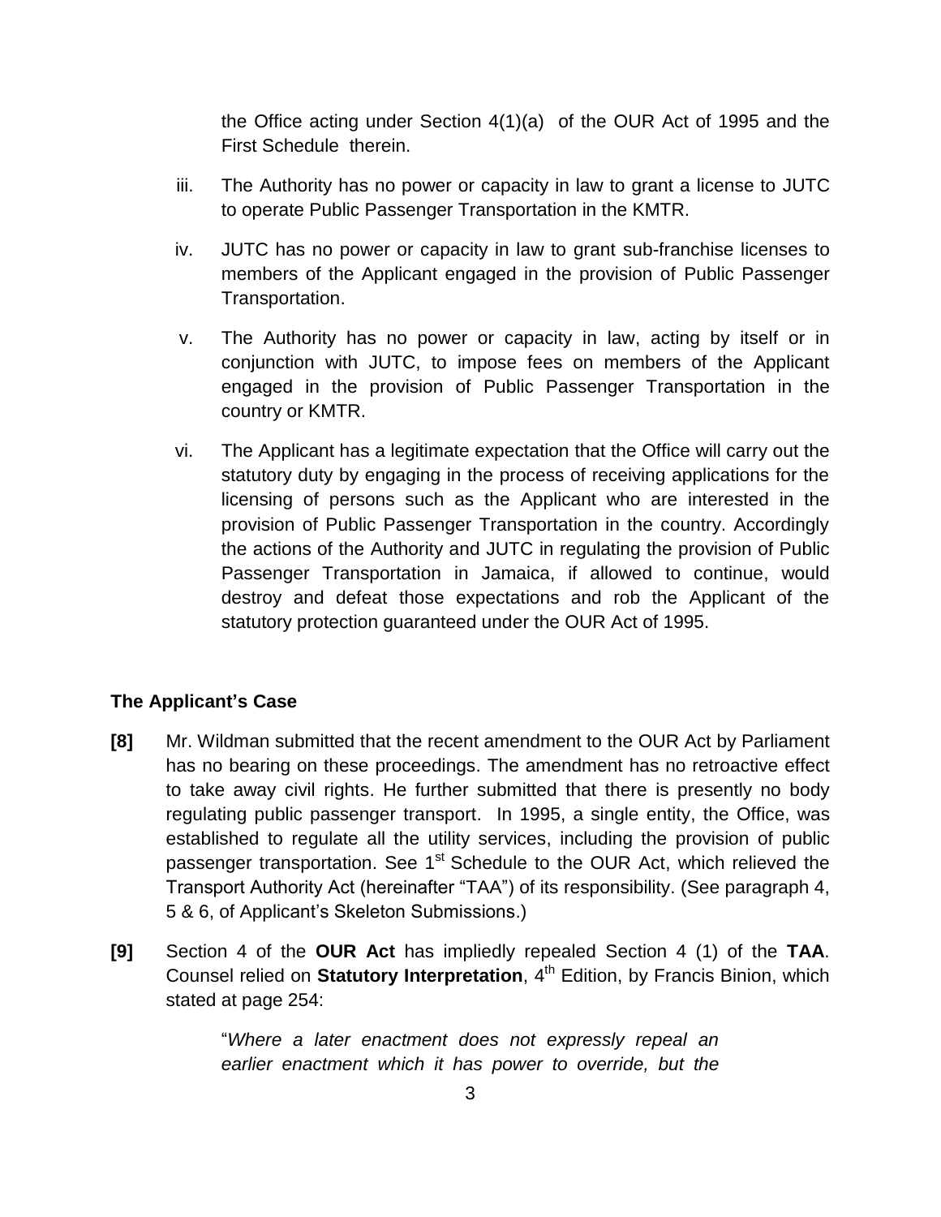the Office acting under Section 4(1)(a) of the OUR Act of 1995 and the First Schedule therein.

iii. The Authority has no power or capacity in law to grant a license to JUTC to operate Public Passenger Transportation in the KMTR.

iv. JUTC has no power or capacity in law to grant sub-franchise licenses to members of the Applicant engaged in the provision of Public Passenger Transportation.

v. The Authority has no power or capacity in law, acting by itself or in conjunction with JUTC, to impose fees on members of the Applicant engaged in the provision of Public Passenger Transportation in the country or KMTR.

vi. The Applicant has a legitimate expectation that the Office will carry out the statutory duty by engaging in the process of receiving applications for the licensing of persons such as the Applicant who are interested in the provision of Public Passenger Transportation in the country. Accordingly the actions of the Authority and JUTC in regulating the provision of Public Passenger Transportation in Jamaica, if allowed to continue, would destroy and defeat those expectations and rob the Applicant of the statutory protection guaranteed under the OUR Act of 1995.

**The Applicant's Case**

**[8]** Mr. Wildman submitted that the recent amendment to the OUR Act by Parliament has no bearing on these proceedings. The amendment has no retroactive effect to take away civil rights. He further submitted that there is presently no body regulating public passenger transport. In 1995, a single entity, the Office, was established to regulate all the utility services, including the provision of public passenger transportation. See 1st Schedule to the OUR Act, which relieved the Transport Authority Act (hereinafter "TAA") of its responsibility. (See paragraph 4, 5 & 6, of Applicant's Skeleton Submissions.)

**[9]** Section 4 of the **OUR Act** has impliedly repealed Section 4 (1) of the **TAA**. Counsel relied on **Statutory Interpretation**, 4th Edition, by Francis Binion, which stated at page 254:

> "*Where a later enactment does not expressly repeal an earlier enactment which it has power to override, but the*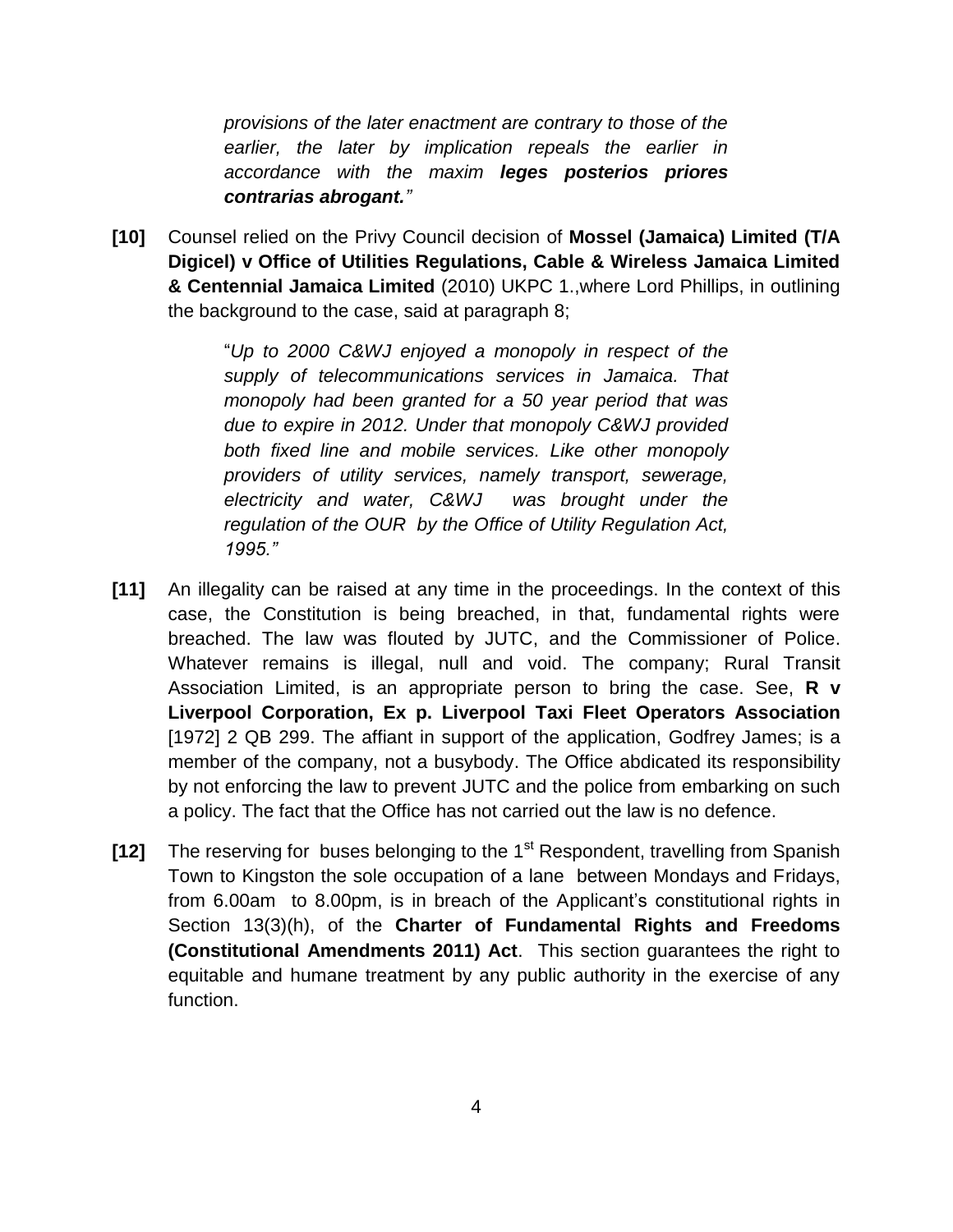> *provisions of the later enactment are contrary to those of the earlier, the later by implication repeals the earlier in accordance with the maxim **leges posterios priores contrarias abrogant.**"*

**[10]** Counsel relied on the Privy Council decision of **Mossel (Jamaica) Limited (T/A Digicel) v Office of Utilities Regulations, Cable & Wireless Jamaica Limited & Centennial Jamaica Limited** (2010) UKPC 1.,where Lord Phillips, in outlining the background to the case, said at paragraph 8;

> "*Up to 2000 C&WJ enjoyed a monopoly in respect of the supply of telecommunications services in Jamaica. That monopoly had been granted for a 50 year period that was due to expire in 2012. Under that monopoly C&WJ provided both fixed line and mobile services. Like other monopoly providers of utility services, namely transport, sewerage, electricity and water, C&WJ was brought under the regulation of the OUR by the Office of Utility Regulation Act, 1995.*"

**[11]** An illegality can be raised at any time in the proceedings. In the context of this case, the Constitution is being breached, in that, fundamental rights were breached. The law was flouted by JUTC, and the Commissioner of Police. Whatever remains is illegal, null and void. The company; Rural Transit Association Limited, is an appropriate person to bring the case. See, **R v Liverpool Corporation, Ex p. Liverpool Taxi Fleet Operators Association** [1972] 2 QB 299. The affiant in support of the application, Godfrey James; is a member of the company, not a busybody. The Office abdicated its responsibility by not enforcing the law to prevent JUTC and the police from embarking on such a policy. The fact that the Office has not carried out the law is no defence.

**[12]** The reserving for buses belonging to the 1st Respondent, travelling from Spanish Town to Kingston the sole occupation of a lane between Mondays and Fridays, from 6.00am to 8.00pm, is in breach of the Applicant's constitutional rights in Section 13(3)(h), of the **Charter of Fundamental Rights and Freedoms (Constitutional Amendments 2011) Act**. This section guarantees the right to equitable and humane treatment by any public authority in the exercise of any function.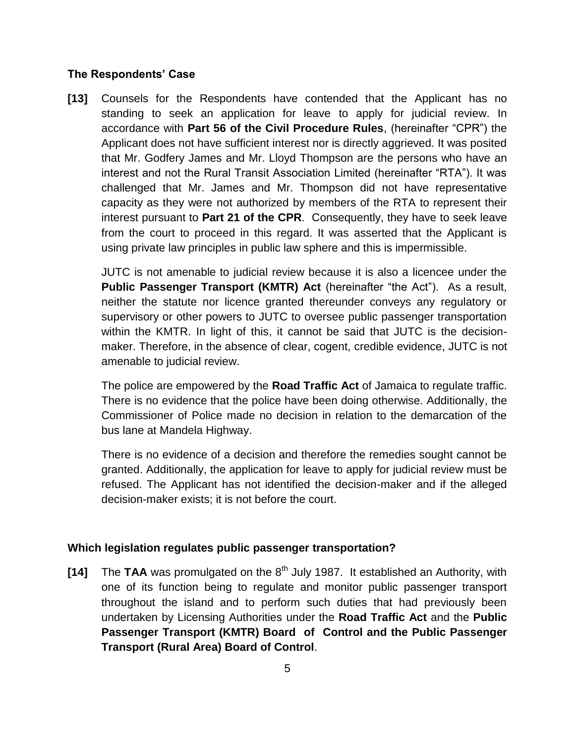**The Respondents' Case**

**[13]** Counsels for the Respondents have contended that the Applicant has no standing to seek an application for leave to apply for judicial review. In accordance with **Part 56 of the Civil Procedure Rules**, (hereinafter "CPR") the Applicant does not have sufficient interest nor is directly aggrieved. It was posited that Mr. Godfery James and Mr. Lloyd Thompson are the persons who have an interest and not the Rural Transit Association Limited (hereinafter "RTA"). It was challenged that Mr. James and Mr. Thompson did not have representative capacity as they were not authorized by members of the RTA to represent their interest pursuant to **Part 21 of the CPR**. Consequently, they have to seek leave from the court to proceed in this regard. It was asserted that the Applicant is using private law principles in public law sphere and this is impermissible.

JUTC is not amenable to judicial review because it is also a licencee under the **Public Passenger Transport (KMTR) Act** (hereinafter "the Act"). As a result, neither the statute nor licence granted thereunder conveys any regulatory or supervisory or other powers to JUTC to oversee public passenger transportation within the KMTR. In light of this, it cannot be said that JUTC is the decision-maker. Therefore, in the absence of clear, cogent, credible evidence, JUTC is not amenable to judicial review.

The police are empowered by the **Road Traffic Act** of Jamaica to regulate traffic. There is no evidence that the police have been doing otherwise. Additionally, the Commissioner of Police made no decision in relation to the demarcation of the bus lane at Mandela Highway.

There is no evidence of a decision and therefore the remedies sought cannot be granted. Additionally, the application for leave to apply for judicial review must be refused. The Applicant has not identified the decision-maker and if the alleged decision-maker exists; it is not before the court.

**Which legislation regulates public passenger transportation?**

**[14]** The **TAA** was promulgated on the 8th July 1987. It established an Authority, with one of its function being to regulate and monitor public passenger transport throughout the island and to perform such duties that had previously been undertaken by Licensing Authorities under the **Road Traffic Act** and the **Public Passenger Transport (KMTR) Board of Control and the Public Passenger Transport (Rural Area) Board of Control**.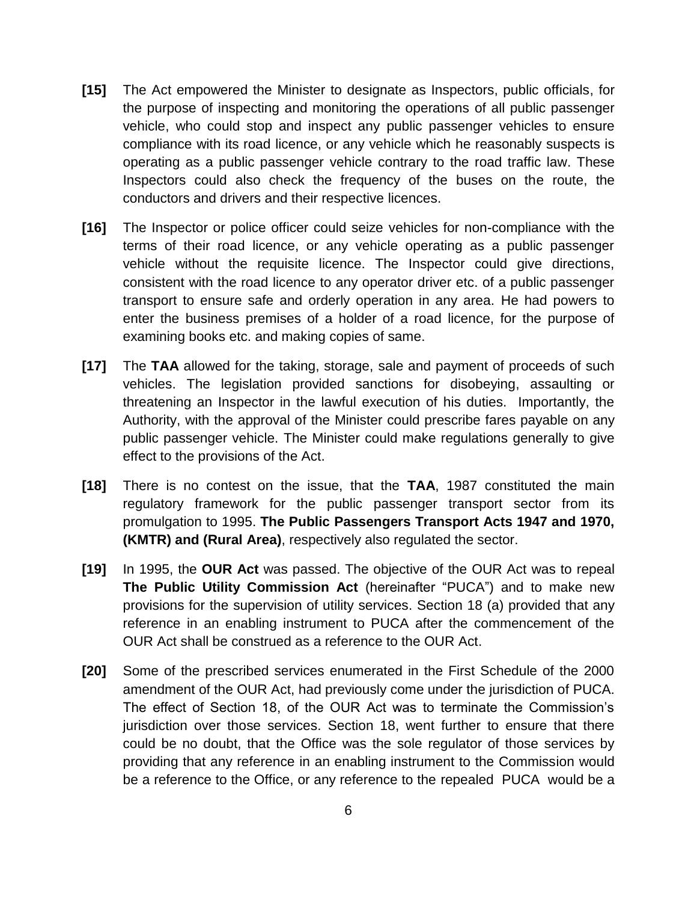**[15]** The Act empowered the Minister to designate as Inspectors, public officials, for the purpose of inspecting and monitoring the operations of all public passenger vehicle, who could stop and inspect any public passenger vehicles to ensure compliance with its road licence, or any vehicle which he reasonably suspects is operating as a public passenger vehicle contrary to the road traffic law. These Inspectors could also check the frequency of the buses on the route, the conductors and drivers and their respective licences.

**[16]** The Inspector or police officer could seize vehicles for non-compliance with the terms of their road licence, or any vehicle operating as a public passenger vehicle without the requisite licence. The Inspector could give directions, consistent with the road licence to any operator driver etc. of a public passenger transport to ensure safe and orderly operation in any area. He had powers to enter the business premises of a holder of a road licence, for the purpose of examining books etc. and making copies of same.

**[17]** The **TAA** allowed for the taking, storage, sale and payment of proceeds of such vehicles. The legislation provided sanctions for disobeying, assaulting or threatening an Inspector in the lawful execution of his duties. Importantly, the Authority, with the approval of the Minister could prescribe fares payable on any public passenger vehicle. The Minister could make regulations generally to give effect to the provisions of the Act.

**[18]** There is no contest on the issue, that the **TAA**, 1987 constituted the main regulatory framework for the public passenger transport sector from its promulgation to 1995. **The Public Passengers Transport Acts 1947 and 1970, (KMTR) and (Rural Area)**, respectively also regulated the sector.

**[19]** In 1995, the **OUR Act** was passed. The objective of the OUR Act was to repeal **The Public Utility Commission Act** (hereinafter "PUCA") and to make new provisions for the supervision of utility services. Section 18 (a) provided that any reference in an enabling instrument to PUCA after the commencement of the OUR Act shall be construed as a reference to the OUR Act.

**[20]** Some of the prescribed services enumerated in the First Schedule of the 2000 amendment of the OUR Act, had previously come under the jurisdiction of PUCA. The effect of Section 18, of the OUR Act was to terminate the Commission's jurisdiction over those services. Section 18, went further to ensure that there could be no doubt, that the Office was the sole regulator of those services by providing that any reference in an enabling instrument to the Commission would be a reference to the Office, or any reference to the repealed PUCA would be a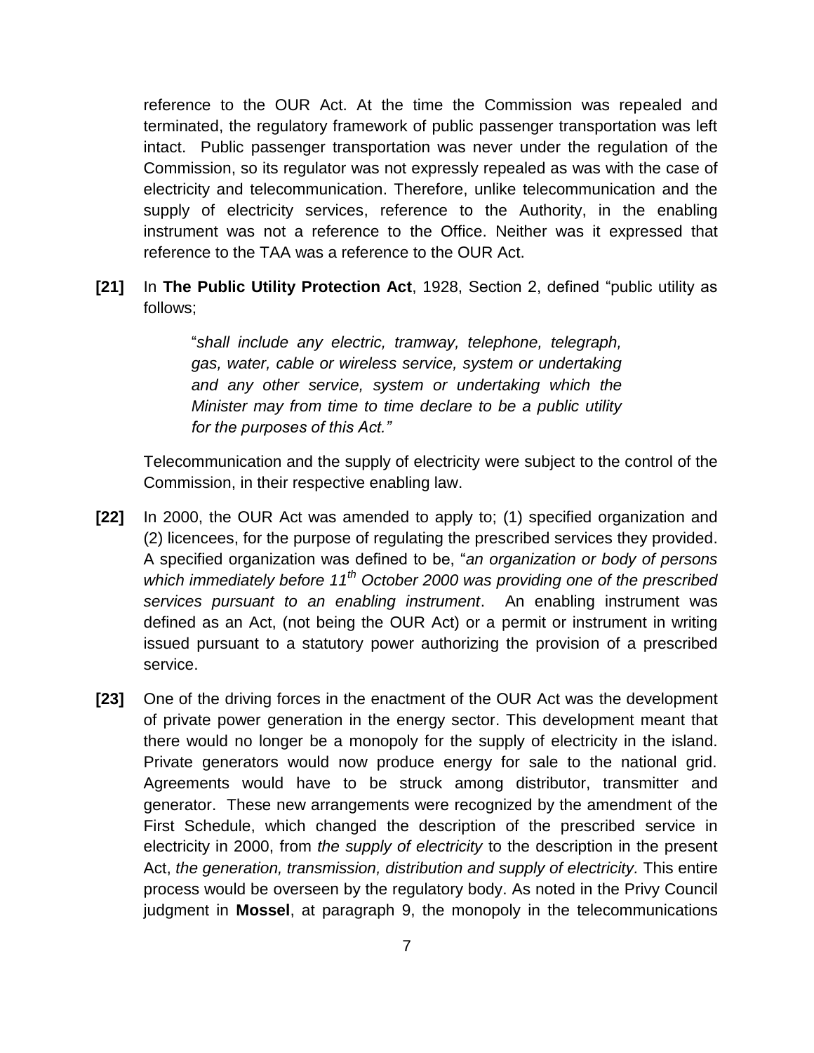reference to the OUR Act. At the time the Commission was repealed and terminated, the regulatory framework of public passenger transportation was left intact. Public passenger transportation was never under the regulation of the Commission, so its regulator was not expressly repealed as was with the case of electricity and telecommunication. Therefore, unlike telecommunication and the supply of electricity services, reference to the Authority, in the enabling instrument was not a reference to the Office. Neither was it expressed that reference to the TAA was a reference to the OUR Act.

**[21]** In **The Public Utility Protection Act**, 1928, Section 2, defined "public utility as follows;

> "*shall include any electric, tramway, telephone, telegraph, gas, water, cable or wireless service, system or undertaking and any other service, system or undertaking which the Minister may from time to time declare to be a public utility for the purposes of this Act."*

Telecommunication and the supply of electricity were subject to the control of the Commission, in their respective enabling law.

**[22]** In 2000, the OUR Act was amended to apply to; (1) specified organization and (2) licencees, for the purpose of regulating the prescribed services they provided. A specified organization was defined to be, "*an organization or body of persons which immediately before 11th October 2000 was providing one of the prescribed services pursuant to an enabling instrument*. An enabling instrument was defined as an Act, (not being the OUR Act) or a permit or instrument in writing issued pursuant to a statutory power authorizing the provision of a prescribed service.

**[23]** One of the driving forces in the enactment of the OUR Act was the development of private power generation in the energy sector. This development meant that there would no longer be a monopoly for the supply of electricity in the island. Private generators would now produce energy for sale to the national grid. Agreements would have to be struck among distributor, transmitter and generator. These new arrangements were recognized by the amendment of the First Schedule, which changed the description of the prescribed service in electricity in 2000, from *the supply of electricity* to the description in the present Act, *the generation, transmission, distribution and supply of electricity.* This entire process would be overseen by the regulatory body. As noted in the Privy Council judgment in **Mossel**, at paragraph 9, the monopoly in the telecommunications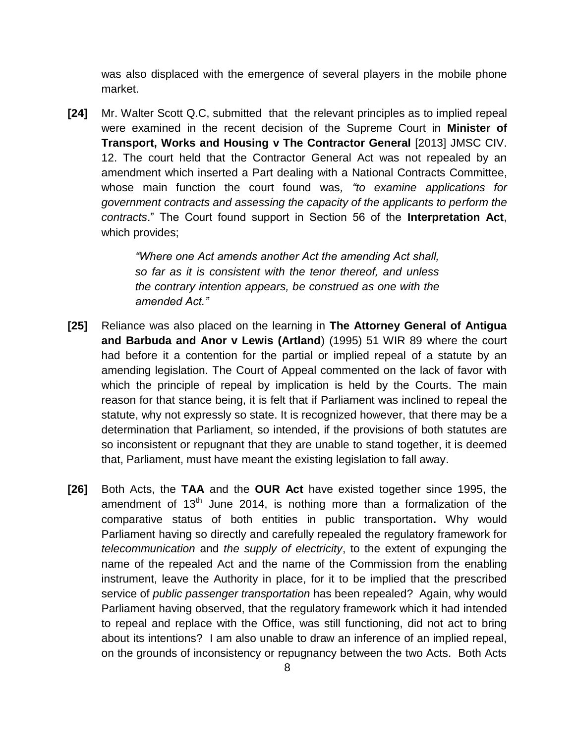was also displaced with the emergence of several players in the mobile phone market.

**[24]** Mr. Walter Scott Q.C, submitted that the relevant principles as to implied repeal were examined in the recent decision of the Supreme Court in **Minister of Transport, Works and Housing v The Contractor General** [2013] JMSC CIV. 12. The court held that the Contractor General Act was not repealed by an amendment which inserted a Part dealing with a National Contracts Committee, whose main function the court found was*, "to examine applications for government contracts and assessing the capacity of the applicants to perform the contracts*." The Court found support in Section 56 of the **Interpretation Act**, which provides;

> *"Where one Act amends another Act the amending Act shall, so far as it is consistent with the tenor thereof, and unless the contrary intention appears, be construed as one with the amended Act."*

**[25]** Reliance was also placed on the learning in **The Attorney General of Antigua and Barbuda and Anor v Lewis (Artland**) (1995) 51 WIR 89 where the court had before it a contention for the partial or implied repeal of a statute by an amending legislation. The Court of Appeal commented on the lack of favor with which the principle of repeal by implication is held by the Courts. The main reason for that stance being, it is felt that if Parliament was inclined to repeal the statute, why not expressly so state. It is recognized however, that there may be a determination that Parliament, so intended, if the provisions of both statutes are so inconsistent or repugnant that they are unable to stand together, it is deemed that, Parliament, must have meant the existing legislation to fall away.

**[26]** Both Acts, the **TAA** and the **OUR Act** have existed together since 1995, the amendment of 13th June 2014, is nothing more than a formalization of the comparative status of both entities in public transportation**.** Why would Parliament having so directly and carefully repealed the regulatory framework for *telecommunication* and *the supply of electricity*, to the extent of expunging the name of the repealed Act and the name of the Commission from the enabling instrument, leave the Authority in place, for it to be implied that the prescribed service of *public passenger transportation* has been repealed? Again, why would Parliament having observed, that the regulatory framework which it had intended to repeal and replace with the Office, was still functioning, did not act to bring about its intentions? I am also unable to draw an inference of an implied repeal, on the grounds of inconsistency or repugnancy between the two Acts. Both Acts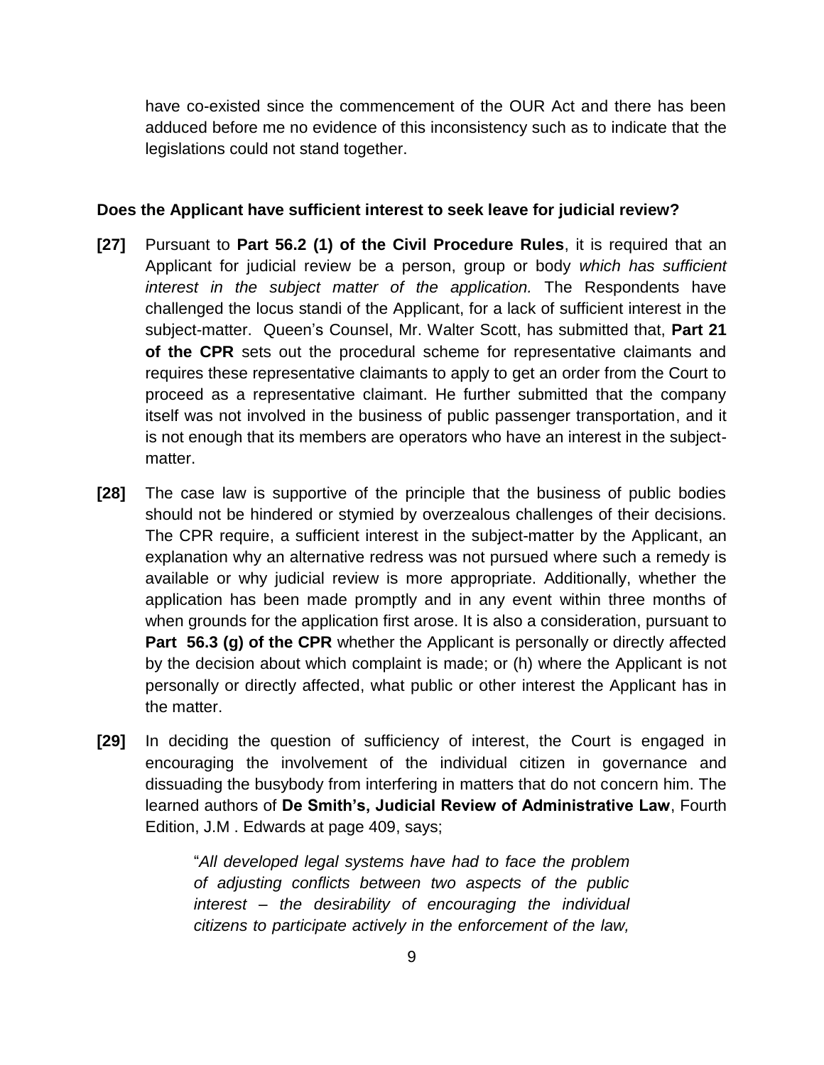have co-existed since the commencement of the OUR Act and there has been adduced before me no evidence of this inconsistency such as to indicate that the legislations could not stand together.

**Does the Applicant have sufficient interest to seek leave for judicial review?**

**[27]** Pursuant to **Part 56.2 (1) of the Civil Procedure Rules**, it is required that an Applicant for judicial review be a person, group or body *which has sufficient interest in the subject matter of the application.* The Respondents have challenged the locus standi of the Applicant, for a lack of sufficient interest in the subject-matter. Queen's Counsel, Mr. Walter Scott, has submitted that, **Part 21 of the CPR** sets out the procedural scheme for representative claimants and requires these representative claimants to apply to get an order from the Court to proceed as a representative claimant. He further submitted that the company itself was not involved in the business of public passenger transportation, and it is not enough that its members are operators who have an interest in the subject-matter.

**[28]** The case law is supportive of the principle that the business of public bodies should not be hindered or stymied by overzealous challenges of their decisions. The CPR require, a sufficient interest in the subject-matter by the Applicant, an explanation why an alternative redress was not pursued where such a remedy is available or why judicial review is more appropriate. Additionally, whether the application has been made promptly and in any event within three months of when grounds for the application first arose. It is also a consideration, pursuant to **Part 56.3 (g) of the CPR** whether the Applicant is personally or directly affected by the decision about which complaint is made; or (h) where the Applicant is not personally or directly affected, what public or other interest the Applicant has in the matter.

**[29]** In deciding the question of sufficiency of interest, the Court is engaged in encouraging the involvement of the individual citizen in governance and dissuading the busybody from interfering in matters that do not concern him. The learned authors of **De Smith's, Judicial Review of Administrative Law**, Fourth Edition, J.M . Edwards at page 409, says;

> "*All developed legal systems have had to face the problem of adjusting conflicts between two aspects of the public interest – the desirability of encouraging the individual citizens to participate actively in the enforcement of the law,*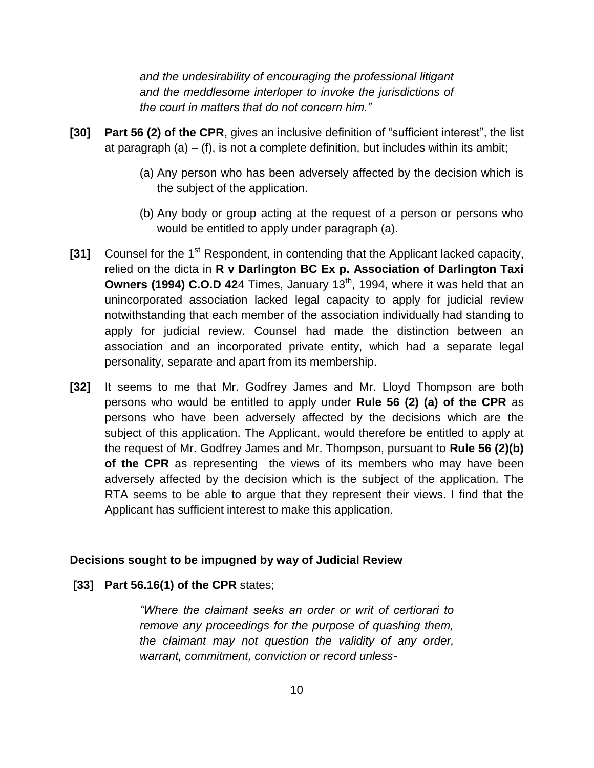> *and the undesirability of encouraging the professional litigant and the meddlesome interloper to invoke the jurisdictions of the court in matters that do not concern him."*

**[30]** **Part 56 (2) of the CPR**, gives an inclusive definition of "sufficient interest", the list at paragraph (a) – (f), is not a complete definition, but includes within its ambit;

> (a) Any person who has been adversely affected by the decision which is the subject of the application.
>
> (b) Any body or group acting at the request of a person or persons who would be entitled to apply under paragraph (a).

**[31]** Counsel for the 1st Respondent, in contending that the Applicant lacked capacity, relied on the dicta in **R v Darlington BC Ex p. Association of Darlington Taxi Owners (1994) C.O.D 42**4 Times, January 13th, 1994, where it was held that an unincorporated association lacked legal capacity to apply for judicial review notwithstanding that each member of the association individually had standing to apply for judicial review. Counsel had made the distinction between an association and an incorporated private entity, which had a separate legal personality, separate and apart from its membership.

**[32]** It seems to me that Mr. Godfrey James and Mr. Lloyd Thompson are both persons who would be entitled to apply under **Rule 56 (2) (a) of the CPR** as persons who have been adversely affected by the decisions which are the subject of this application. The Applicant, would therefore be entitled to apply at the request of Mr. Godfrey James and Mr. Thompson, pursuant to **Rule 56 (2)(b) of the CPR** as representing the views of its members who may have been adversely affected by the decision which is the subject of the application. The RTA seems to be able to argue that they represent their views. I find that the Applicant has sufficient interest to make this application.

### Decisions sought to be impugned by way of Judicial Review

**[33]** **Part 56.16(1) of the CPR** states;

> *"Where the claimant seeks an order or writ of certiorari to remove any proceedings for the purpose of quashing them, the claimant may not question the validity of any order, warrant, commitment, conviction or record unless-*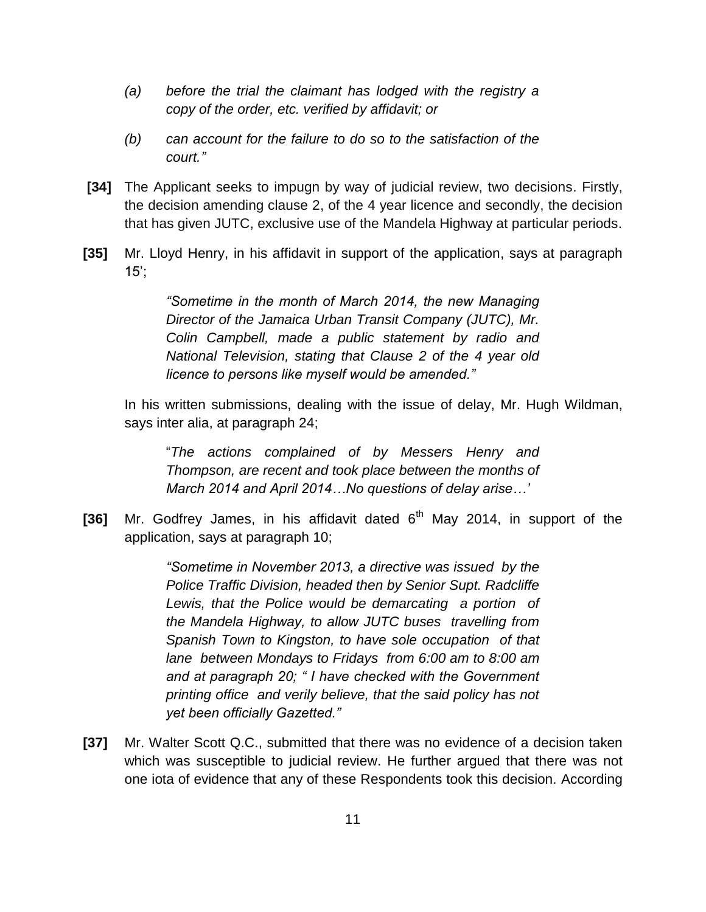> *(a) before the trial the claimant has lodged with the registry a copy of the order, etc. verified by affidavit; or*
>
> *(b) can account for the failure to do so to the satisfaction of the court."*

**[34]** The Applicant seeks to impugn by way of judicial review, two decisions. Firstly, the decision amending clause 2, of the 4 year licence and secondly, the decision that has given JUTC, exclusive use of the Mandela Highway at particular periods.

**[35]** Mr. Lloyd Henry, in his affidavit in support of the application, says at paragraph 15';

> *"Sometime in the month of March 2014, the new Managing Director of the Jamaica Urban Transit Company (JUTC), Mr. Colin Campbell, made a public statement by radio and National Television, stating that Clause 2 of the 4 year old licence to persons like myself would be amended."*

In his written submissions, dealing with the issue of delay, Mr. Hugh Wildman, says inter alia, at paragraph 24;

> "*The actions complained of by Messers Henry and Thompson, are recent and took place between the months of March 2014 and April 2014…No questions of delay arise…'*

**[36]** Mr. Godfrey James, in his affidavit dated 6th May 2014, in support of the application, says at paragraph 10;

> *"Sometime in November 2013, a directive was issued by the Police Traffic Division, headed then by Senior Supt. Radcliffe Lewis, that the Police would be demarcating a portion of the Mandela Highway, to allow JUTC buses travelling from Spanish Town to Kingston, to have sole occupation of that lane between Mondays to Fridays from 6:00 am to 8:00 am and at paragraph 20; " I have checked with the Government printing office and verily believe, that the said policy has not yet been officially Gazetted."*

**[37]** Mr. Walter Scott Q.C., submitted that there was no evidence of a decision taken which was susceptible to judicial review. He further argued that there was not one iota of evidence that any of these Respondents took this decision. According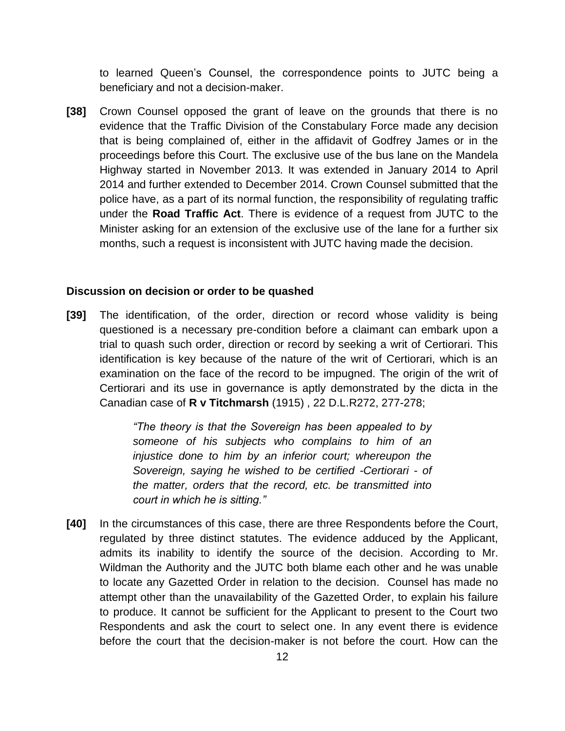to learned Queen's Counsel, the correspondence points to JUTC being a beneficiary and not a decision-maker.

**[38]** Crown Counsel opposed the grant of leave on the grounds that there is no evidence that the Traffic Division of the Constabulary Force made any decision that is being complained of, either in the affidavit of Godfrey James or in the proceedings before this Court. The exclusive use of the bus lane on the Mandela Highway started in November 2013. It was extended in January 2014 to April 2014 and further extended to December 2014. Crown Counsel submitted that the police have, as a part of its normal function, the responsibility of regulating traffic under the **Road Traffic Act**. There is evidence of a request from JUTC to the Minister asking for an extension of the exclusive use of the lane for a further six months, such a request is inconsistent with JUTC having made the decision.

**Discussion on decision or order to be quashed**

**[39]** The identification, of the order, direction or record whose validity is being questioned is a necessary pre-condition before a claimant can embark upon a trial to quash such order, direction or record by seeking a writ of Certiorari. This identification is key because of the nature of the writ of Certiorari, which is an examination on the face of the record to be impugned. The origin of the writ of Certiorari and its use in governance is aptly demonstrated by the dicta in the Canadian case of **R v Titchmarsh** (1915) , 22 D.L.R272, 277-278;

> *"The theory is that the Sovereign has been appealed to by someone of his subjects who complains to him of an injustice done to him by an inferior court; whereupon the Sovereign, saying he wished to be certified -Certiorari - of the matter, orders that the record, etc. be transmitted into court in which he is sitting."*

**[40]** In the circumstances of this case, there are three Respondents before the Court, regulated by three distinct statutes. The evidence adduced by the Applicant, admits its inability to identify the source of the decision. According to Mr. Wildman the Authority and the JUTC both blame each other and he was unable to locate any Gazetted Order in relation to the decision. Counsel has made no attempt other than the unavailability of the Gazetted Order, to explain his failure to produce. It cannot be sufficient for the Applicant to present to the Court two Respondents and ask the court to select one. In any event there is evidence before the court that the decision-maker is not before the court. How can the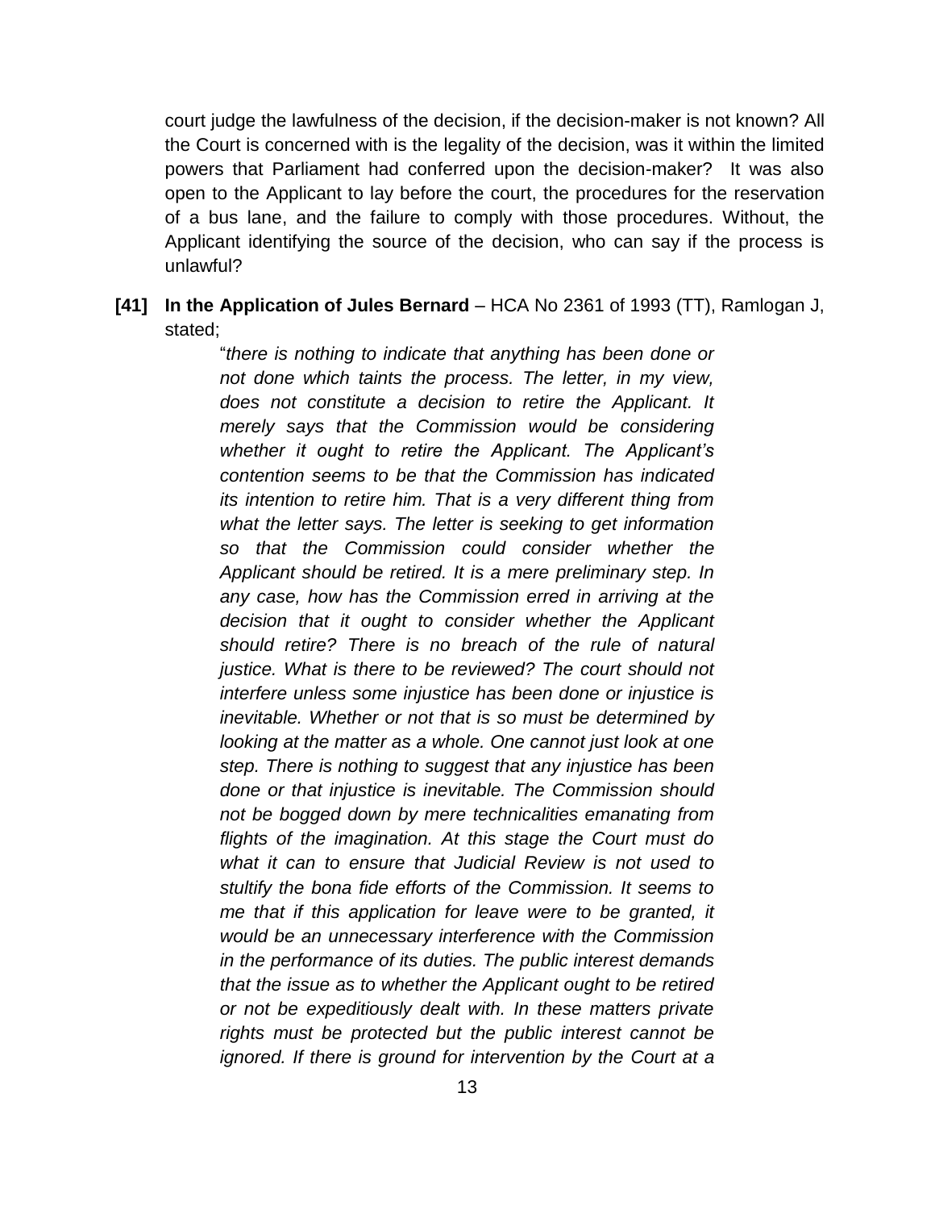court judge the lawfulness of the decision, if the decision-maker is not known? All the Court is concerned with is the legality of the decision, was it within the limited powers that Parliament had conferred upon the decision-maker? It was also open to the Applicant to lay before the court, the procedures for the reservation of a bus lane, and the failure to comply with those procedures. Without, the Applicant identifying the source of the decision, who can say if the process is unlawful?

**[41] In the Application of Jules Bernard** – HCA No 2361 of 1993 (TT), Ramlogan J, stated;

> "*there is nothing to indicate that anything has been done or not done which taints the process. The letter, in my view, does not constitute a decision to retire the Applicant. It merely says that the Commission would be considering whether it ought to retire the Applicant. The Applicant's contention seems to be that the Commission has indicated its intention to retire him. That is a very different thing from what the letter says. The letter is seeking to get information so that the Commission could consider whether the Applicant should be retired. It is a mere preliminary step. In any case, how has the Commission erred in arriving at the decision that it ought to consider whether the Applicant should retire? There is no breach of the rule of natural justice. What is there to be reviewed? The court should not interfere unless some injustice has been done or injustice is inevitable. Whether or not that is so must be determined by looking at the matter as a whole. One cannot just look at one step. There is nothing to suggest that any injustice has been done or that injustice is inevitable. The Commission should not be bogged down by mere technicalities emanating from flights of the imagination. At this stage the Court must do what it can to ensure that Judicial Review is not used to stultify the bona fide efforts of the Commission. It seems to me that if this application for leave were to be granted, it would be an unnecessary interference with the Commission in the performance of its duties. The public interest demands that the issue as to whether the Applicant ought to be retired or not be expeditiously dealt with. In these matters private rights must be protected but the public interest cannot be ignored. If there is ground for intervention by the Court at a*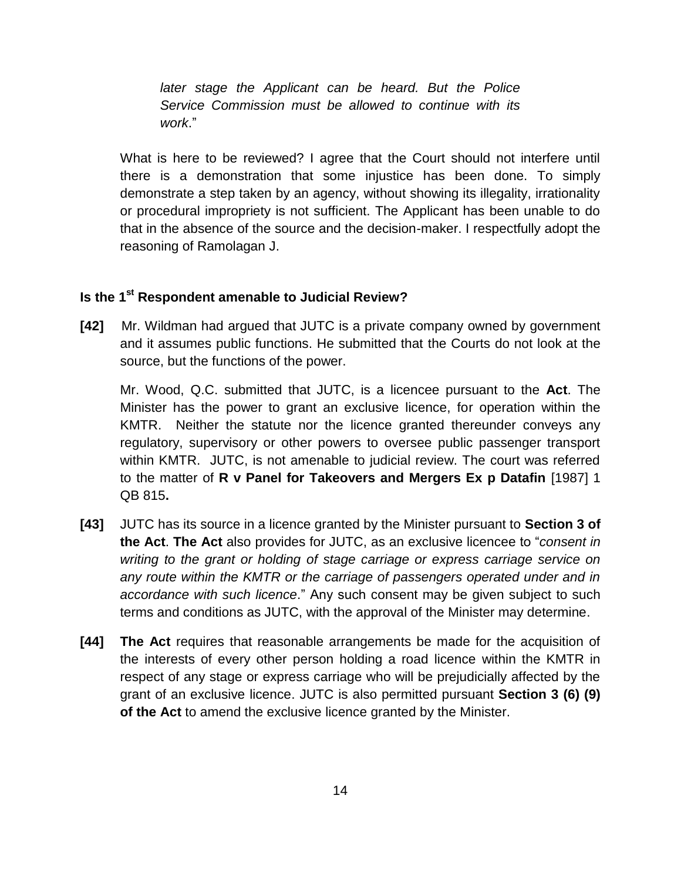*later stage the Applicant can be heard. But the Police Service Commission must be allowed to continue with its work*."

What is here to be reviewed? I agree that the Court should not interfere until there is a demonstration that some injustice has been done. To simply demonstrate a step taken by an agency, without showing its illegality, irrationality or procedural impropriety is not sufficient. The Applicant has been unable to do that in the absence of the source and the decision-maker. I respectfully adopt the reasoning of Ramolagan J.

### Is the 1st Respondent amenable to Judicial Review?

**[42]** Mr. Wildman had argued that JUTC is a private company owned by government and it assumes public functions. He submitted that the Courts do not look at the source, but the functions of the power.

Mr. Wood, Q.C. submitted that JUTC, is a licencee pursuant to the **Act**. The Minister has the power to grant an exclusive licence, for operation within the KMTR. Neither the statute nor the licence granted thereunder conveys any regulatory, supervisory or other powers to oversee public passenger transport within KMTR. JUTC, is not amenable to judicial review. The court was referred to the matter of **R v Panel for Takeovers and Mergers Ex p Datafin** [1987] 1 QB 815**.**

**[43]** JUTC has its source in a licence granted by the Minister pursuant to **Section 3 of the Act**. **The Act** also provides for JUTC, as an exclusive licencee to "*consent in writing to the grant or holding of stage carriage or express carriage service on any route within the KMTR or the carriage of passengers operated under and in accordance with such licence*." Any such consent may be given subject to such terms and conditions as JUTC, with the approval of the Minister may determine.

**[44]** **The Act** requires that reasonable arrangements be made for the acquisition of the interests of every other person holding a road licence within the KMTR in respect of any stage or express carriage who will be prejudicially affected by the grant of an exclusive licence. JUTC is also permitted pursuant **Section 3 (6) (9) of the Act** to amend the exclusive licence granted by the Minister.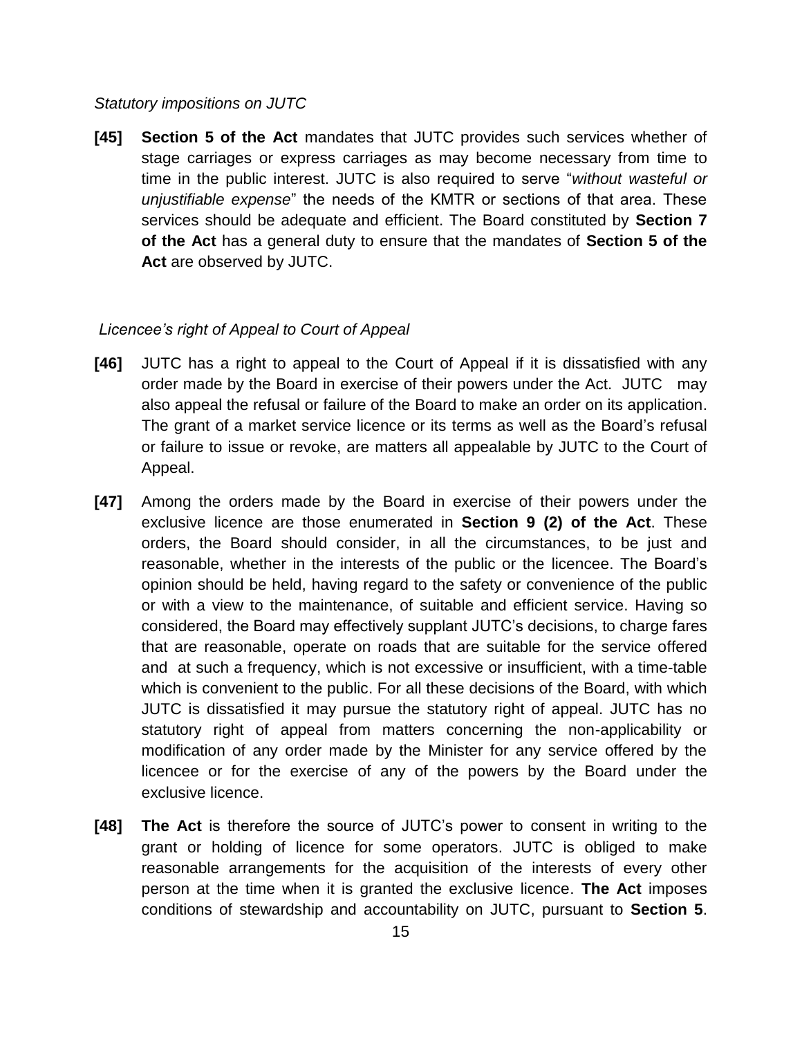*Statutory impositions on JUTC*

**[45]** **Section 5 of the Act** mandates that JUTC provides such services whether of stage carriages or express carriages as may become necessary from time to time in the public interest. JUTC is also required to serve "*without wasteful or unjustifiable expense*" the needs of the KMTR or sections of that area. These services should be adequate and efficient. The Board constituted by **Section 7 of the Act** has a general duty to ensure that the mandates of **Section 5 of the Act** are observed by JUTC.

*Licencee's right of Appeal to Court of Appeal*

**[46]** JUTC has a right to appeal to the Court of Appeal if it is dissatisfied with any order made by the Board in exercise of their powers under the Act. JUTC may also appeal the refusal or failure of the Board to make an order on its application. The grant of a market service licence or its terms as well as the Board's refusal or failure to issue or revoke, are matters all appealable by JUTC to the Court of Appeal.

**[47]** Among the orders made by the Board in exercise of their powers under the exclusive licence are those enumerated in **Section 9 (2) of the Act**. These orders, the Board should consider, in all the circumstances, to be just and reasonable, whether in the interests of the public or the licencee. The Board's opinion should be held, having regard to the safety or convenience of the public or with a view to the maintenance, of suitable and efficient service. Having so considered, the Board may effectively supplant JUTC's decisions, to charge fares that are reasonable, operate on roads that are suitable for the service offered and at such a frequency, which is not excessive or insufficient, with a time-table which is convenient to the public. For all these decisions of the Board, with which JUTC is dissatisfied it may pursue the statutory right of appeal. JUTC has no statutory right of appeal from matters concerning the non-applicability or modification of any order made by the Minister for any service offered by the licencee or for the exercise of any of the powers by the Board under the exclusive licence.

**[48]** **The Act** is therefore the source of JUTC's power to consent in writing to the grant or holding of licence for some operators. JUTC is obliged to make reasonable arrangements for the acquisition of the interests of every other person at the time when it is granted the exclusive licence. **The Act** imposes conditions of stewardship and accountability on JUTC, pursuant to **Section 5**.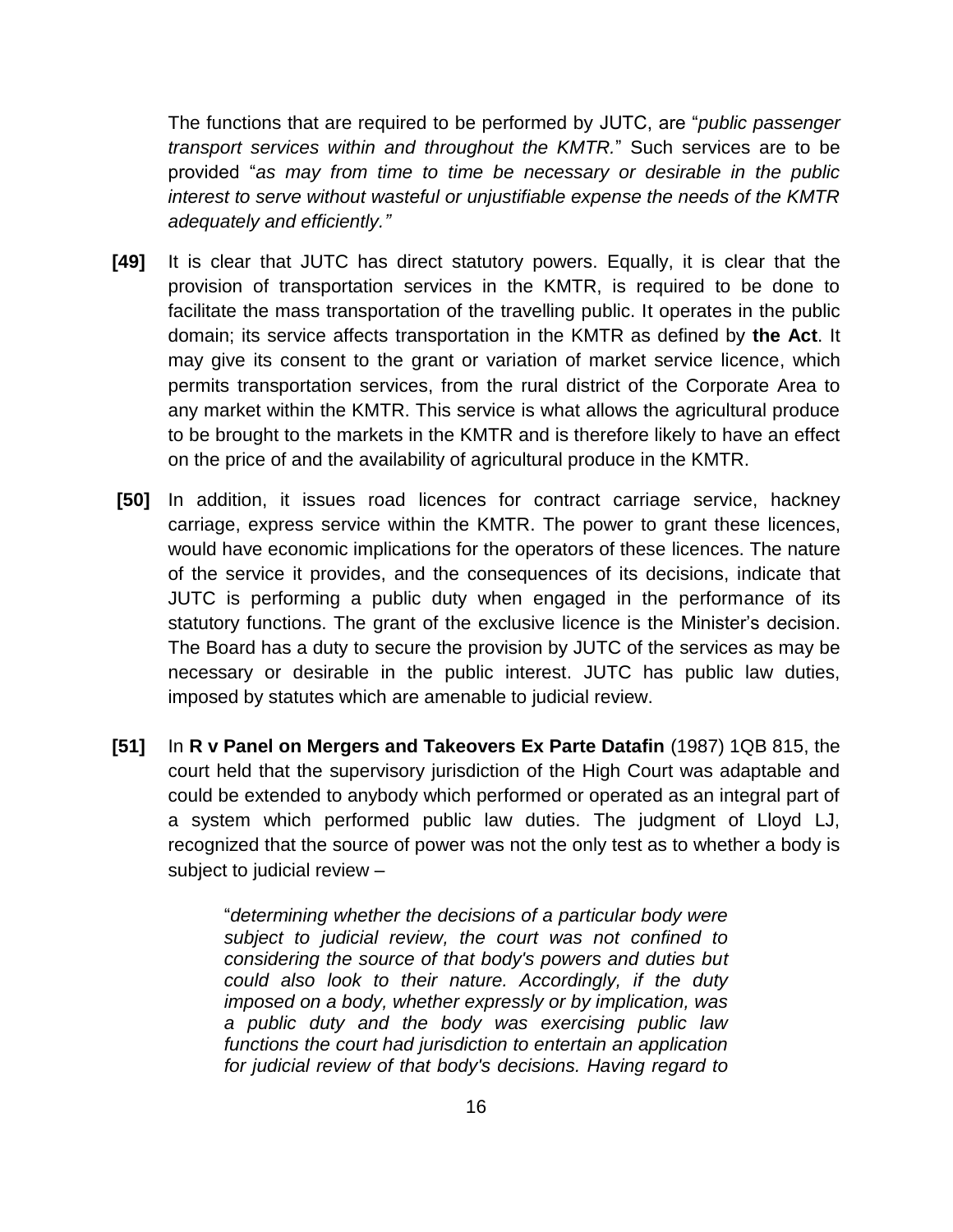The functions that are required to be performed by JUTC, are "*public passenger transport services within and throughout the KMTR.*" Such services are to be provided "*as may from time to time be necessary or desirable in the public interest to serve without wasteful or unjustifiable expense the needs of the KMTR adequately and efficiently."*

**[49]** It is clear that JUTC has direct statutory powers. Equally, it is clear that the provision of transportation services in the KMTR, is required to be done to facilitate the mass transportation of the travelling public. It operates in the public domain; its service affects transportation in the KMTR as defined by **the Act**. It may give its consent to the grant or variation of market service licence, which permits transportation services, from the rural district of the Corporate Area to any market within the KMTR. This service is what allows the agricultural produce to be brought to the markets in the KMTR and is therefore likely to have an effect on the price of and the availability of agricultural produce in the KMTR.

**[50]** In addition, it issues road licences for contract carriage service, hackney carriage, express service within the KMTR. The power to grant these licences, would have economic implications for the operators of these licences. The nature of the service it provides, and the consequences of its decisions, indicate that JUTC is performing a public duty when engaged in the performance of its statutory functions. The grant of the exclusive licence is the Minister's decision. The Board has a duty to secure the provision by JUTC of the services as may be necessary or desirable in the public interest. JUTC has public law duties, imposed by statutes which are amenable to judicial review.

**[51]** In **R v Panel on Mergers and Takeovers Ex Parte Datafin** (1987) 1QB 815, the court held that the supervisory jurisdiction of the High Court was adaptable and could be extended to anybody which performed or operated as an integral part of a system which performed public law duties. The judgment of Lloyd LJ, recognized that the source of power was not the only test as to whether a body is subject to judicial review –

> "*determining whether the decisions of a particular body were subject to judicial review, the court was not confined to considering the source of that body's powers and duties but could also look to their nature. Accordingly, if the duty imposed on a body, whether expressly or by implication, was a public duty and the body was exercising public law functions the court had jurisdiction to entertain an application for judicial review of that body's decisions. Having regard to*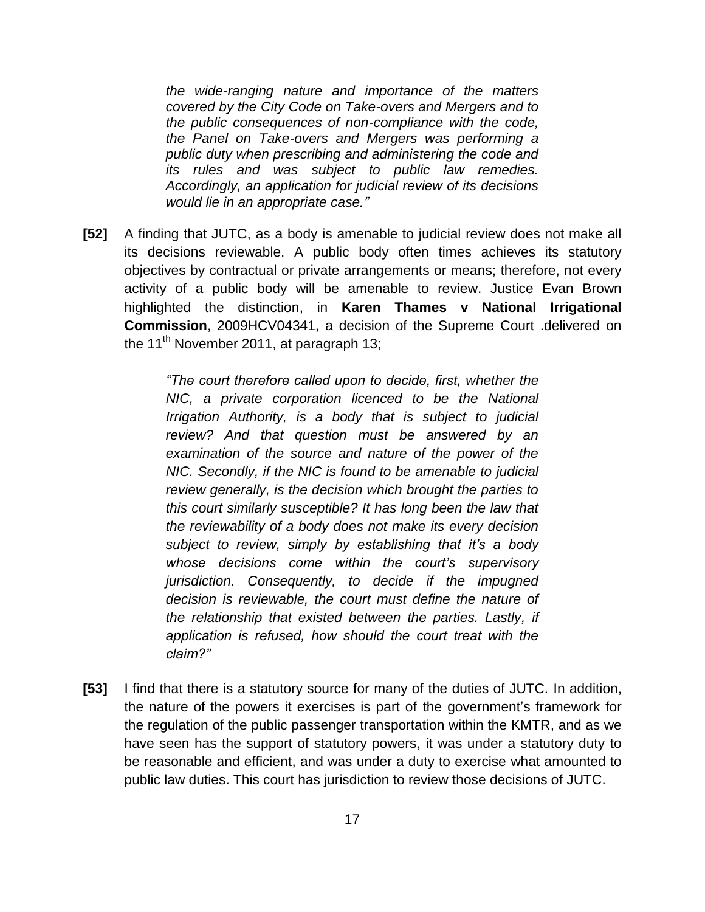> *the wide-ranging nature and importance of the matters covered by the City Code on Take-overs and Mergers and to the public consequences of non-compliance with the code, the Panel on Take-overs and Mergers was performing a public duty when prescribing and administering the code and its rules and was subject to public law remedies. Accordingly, an application for judicial review of its decisions would lie in an appropriate case."*

**[52]** A finding that JUTC, as a body is amenable to judicial review does not make all its decisions reviewable. A public body often times achieves its statutory objectives by contractual or private arrangements or means; therefore, not every activity of a public body will be amenable to review. Justice Evan Brown highlighted the distinction, in **Karen Thames v National Irrigational Commission**, 2009HCV04341, a decision of the Supreme Court .delivered on the 11th November 2011, at paragraph 13;

> *"The court therefore called upon to decide, first, whether the NIC, a private corporation licenced to be the National Irrigation Authority, is a body that is subject to judicial review? And that question must be answered by an examination of the source and nature of the power of the NIC. Secondly, if the NIC is found to be amenable to judicial review generally, is the decision which brought the parties to this court similarly susceptible? It has long been the law that the reviewability of a body does not make its every decision subject to review, simply by establishing that it's a body whose decisions come within the court's supervisory jurisdiction. Consequently, to decide if the impugned decision is reviewable, the court must define the nature of the relationship that existed between the parties. Lastly, if application is refused, how should the court treat with the claim?"*

**[53]** I find that there is a statutory source for many of the duties of JUTC. In addition, the nature of the powers it exercises is part of the government's framework for the regulation of the public passenger transportation within the KMTR, and as we have seen has the support of statutory powers, it was under a statutory duty to be reasonable and efficient, and was under a duty to exercise what amounted to public law duties. This court has jurisdiction to review those decisions of JUTC.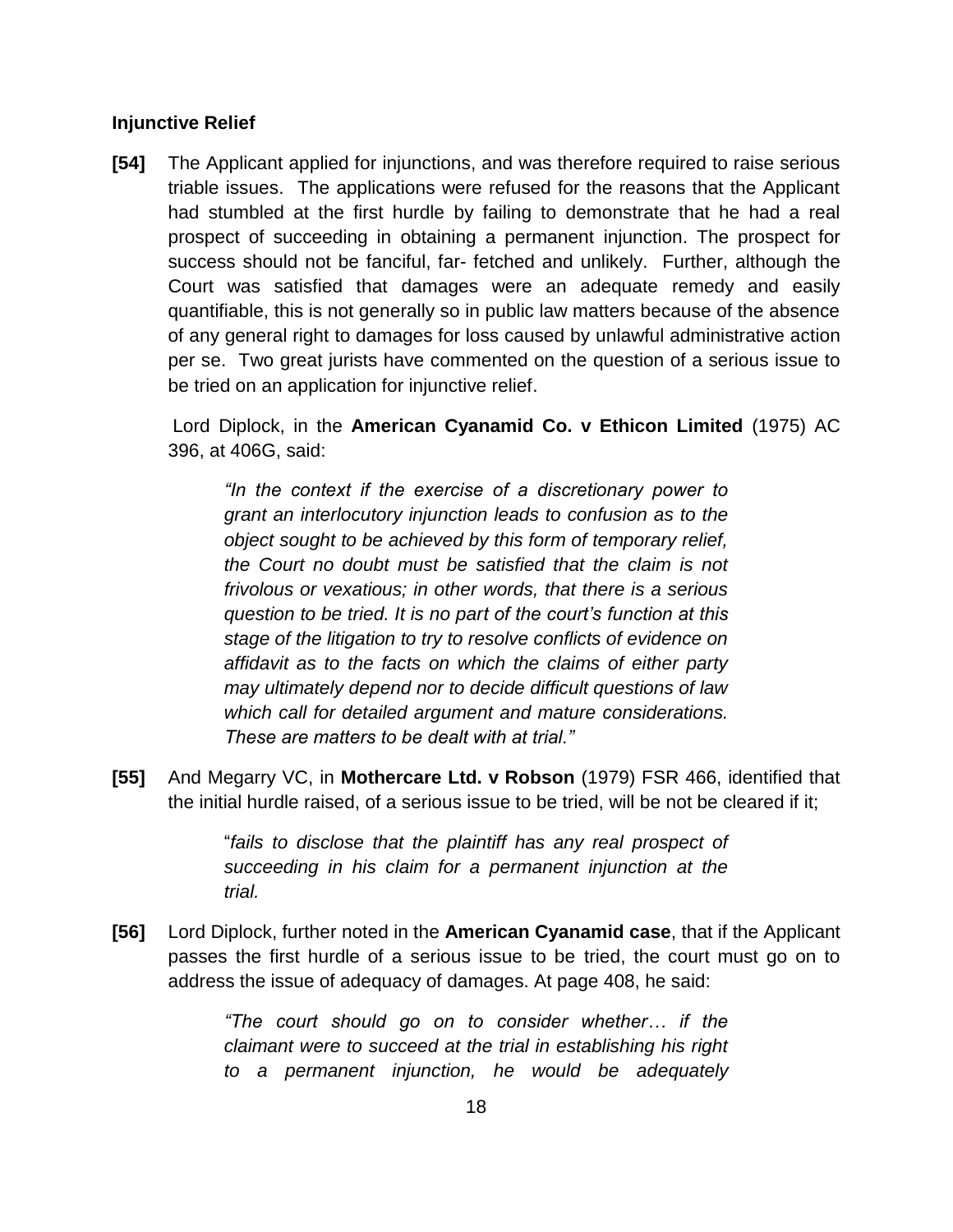**Injunctive Relief**

**[54]** The Applicant applied for injunctions, and was therefore required to raise serious triable issues. The applications were refused for the reasons that the Applicant had stumbled at the first hurdle by failing to demonstrate that he had a real prospect of succeeding in obtaining a permanent injunction. The prospect for success should not be fanciful, far- fetched and unlikely. Further, although the Court was satisfied that damages were an adequate remedy and easily quantifiable, this is not generally so in public law matters because of the absence of any general right to damages for loss caused by unlawful administrative action per se. Two great jurists have commented on the question of a serious issue to be tried on an application for injunctive relief.

Lord Diplock, in the **American Cyanamid Co. v Ethicon Limited** (1975) AC 396, at 406G, said:

> *"In the context if the exercise of a discretionary power to grant an interlocutory injunction leads to confusion as to the object sought to be achieved by this form of temporary relief, the Court no doubt must be satisfied that the claim is not frivolous or vexatious; in other words, that there is a serious question to be tried. It is no part of the court's function at this stage of the litigation to try to resolve conflicts of evidence on affidavit as to the facts on which the claims of either party may ultimately depend nor to decide difficult questions of law which call for detailed argument and mature considerations. These are matters to be dealt with at trial."*

**[55]** And Megarry VC, in **Mothercare Ltd. v Robson** (1979) FSR 466, identified that the initial hurdle raised, of a serious issue to be tried, will be not be cleared if it;

> "*fails to disclose that the plaintiff has any real prospect of succeeding in his claim for a permanent injunction at the trial.*

**[56]** Lord Diplock, further noted in the **American Cyanamid case**, that if the Applicant passes the first hurdle of a serious issue to be tried, the court must go on to address the issue of adequacy of damages. At page 408, he said:

> *"The court should go on to consider whether… if the claimant were to succeed at the trial in establishing his right to a permanent injunction, he would be adequately*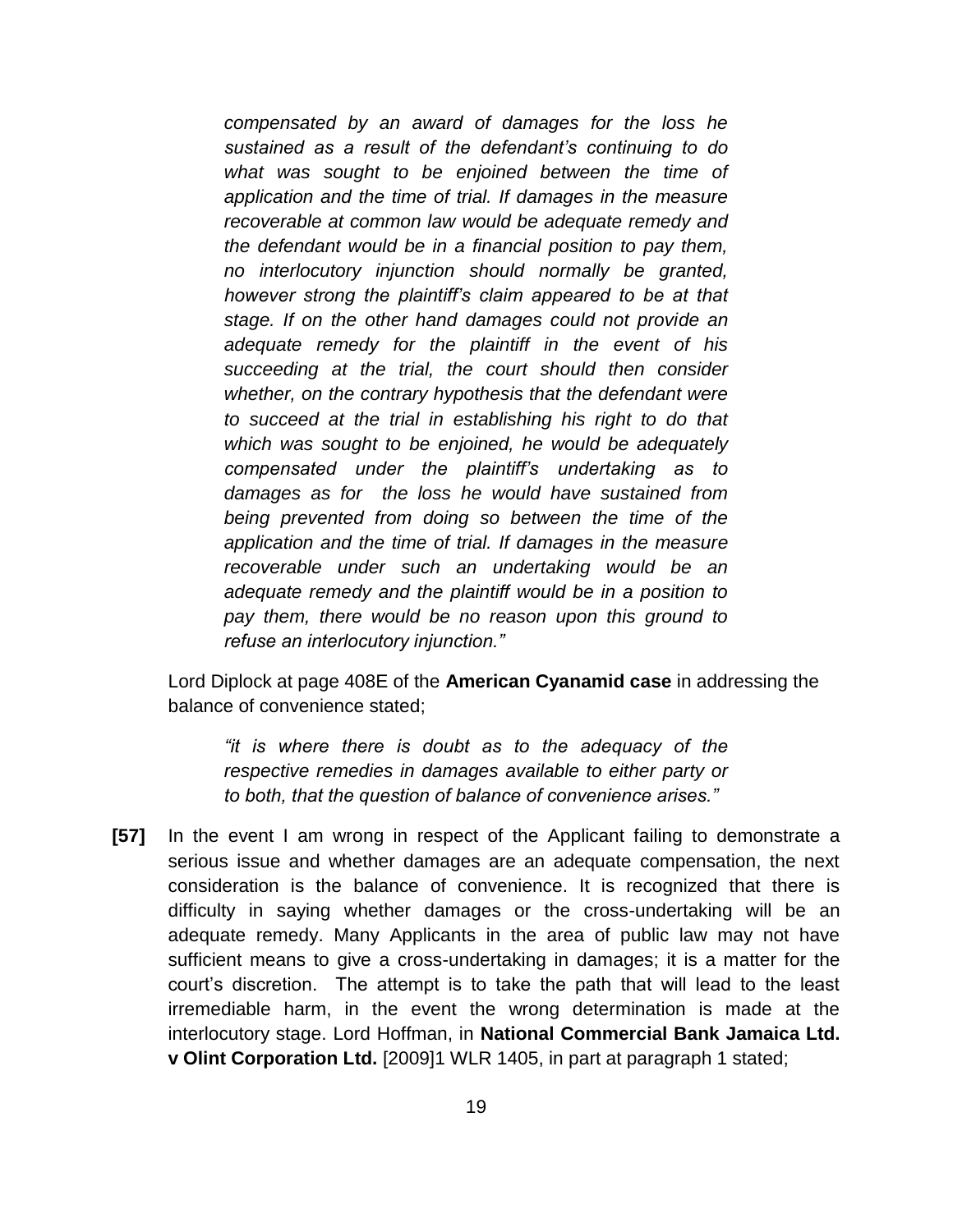> *compensated by an award of damages for the loss he sustained as a result of the defendant's continuing to do what was sought to be enjoined between the time of application and the time of trial. If damages in the measure recoverable at common law would be adequate remedy and the defendant would be in a financial position to pay them, no interlocutory injunction should normally be granted, however strong the plaintiff's claim appeared to be at that stage. If on the other hand damages could not provide an adequate remedy for the plaintiff in the event of his succeeding at the trial, the court should then consider whether, on the contrary hypothesis that the defendant were to succeed at the trial in establishing his right to do that which was sought to be enjoined, he would be adequately compensated under the plaintiff's undertaking as to damages as for the loss he would have sustained from being prevented from doing so between the time of the application and the time of trial. If damages in the measure recoverable under such an undertaking would be an adequate remedy and the plaintiff would be in a position to pay them, there would be no reason upon this ground to refuse an interlocutory injunction."*

Lord Diplock at page 408E of the **American Cyanamid case** in addressing the balance of convenience stated;

> *"it is where there is doubt as to the adequacy of the respective remedies in damages available to either party or to both, that the question of balance of convenience arises."*

**[57]** In the event I am wrong in respect of the Applicant failing to demonstrate a serious issue and whether damages are an adequate compensation, the next consideration is the balance of convenience. It is recognized that there is difficulty in saying whether damages or the cross-undertaking will be an adequate remedy. Many Applicants in the area of public law may not have sufficient means to give a cross-undertaking in damages; it is a matter for the court's discretion. The attempt is to take the path that will lead to the least irremediable harm, in the event the wrong determination is made at the interlocutory stage. Lord Hoffman, in **National Commercial Bank Jamaica Ltd. v Olint Corporation Ltd.** [2009]1 WLR 1405, in part at paragraph 1 stated;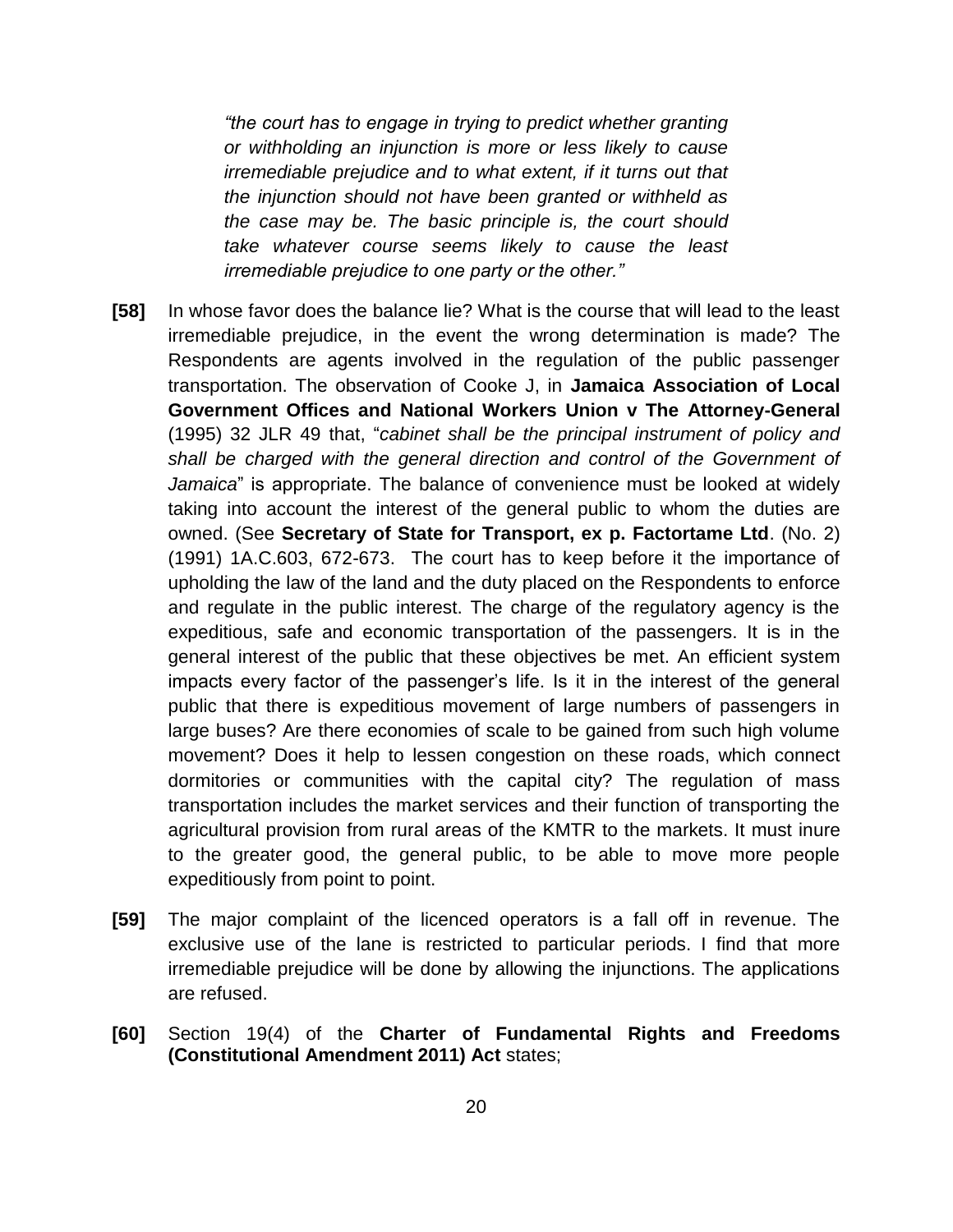> *"the court has to engage in trying to predict whether granting or withholding an injunction is more or less likely to cause irremediable prejudice and to what extent, if it turns out that the injunction should not have been granted or withheld as the case may be. The basic principle is, the court should take whatever course seems likely to cause the least irremediable prejudice to one party or the other."*

**[58]** In whose favor does the balance lie? What is the course that will lead to the least irremediable prejudice, in the event the wrong determination is made? The Respondents are agents involved in the regulation of the public passenger transportation. The observation of Cooke J, in **Jamaica Association of Local Government Offices and National Workers Union v The Attorney-General** (1995) 32 JLR 49 that, "*cabinet shall be the principal instrument of policy and shall be charged with the general direction and control of the Government of Jamaica*" is appropriate. The balance of convenience must be looked at widely taking into account the interest of the general public to whom the duties are owned. (See **Secretary of State for Transport, ex p. Factortame Ltd**. (No. 2) (1991) 1A.C.603, 672-673. The court has to keep before it the importance of upholding the law of the land and the duty placed on the Respondents to enforce and regulate in the public interest. The charge of the regulatory agency is the expeditious, safe and economic transportation of the passengers. It is in the general interest of the public that these objectives be met. An efficient system impacts every factor of the passenger's life. Is it in the interest of the general public that there is expeditious movement of large numbers of passengers in large buses? Are there economies of scale to be gained from such high volume movement? Does it help to lessen congestion on these roads, which connect dormitories or communities with the capital city? The regulation of mass transportation includes the market services and their function of transporting the agricultural provision from rural areas of the KMTR to the markets. It must inure to the greater good, the general public, to be able to move more people expeditiously from point to point.

**[59]** The major complaint of the licenced operators is a fall off in revenue. The exclusive use of the lane is restricted to particular periods. I find that more irremediable prejudice will be done by allowing the injunctions. The applications are refused.

**[60]** Section 19(4) of the **Charter of Fundamental Rights and Freedoms (Constitutional Amendment 2011) Act** states;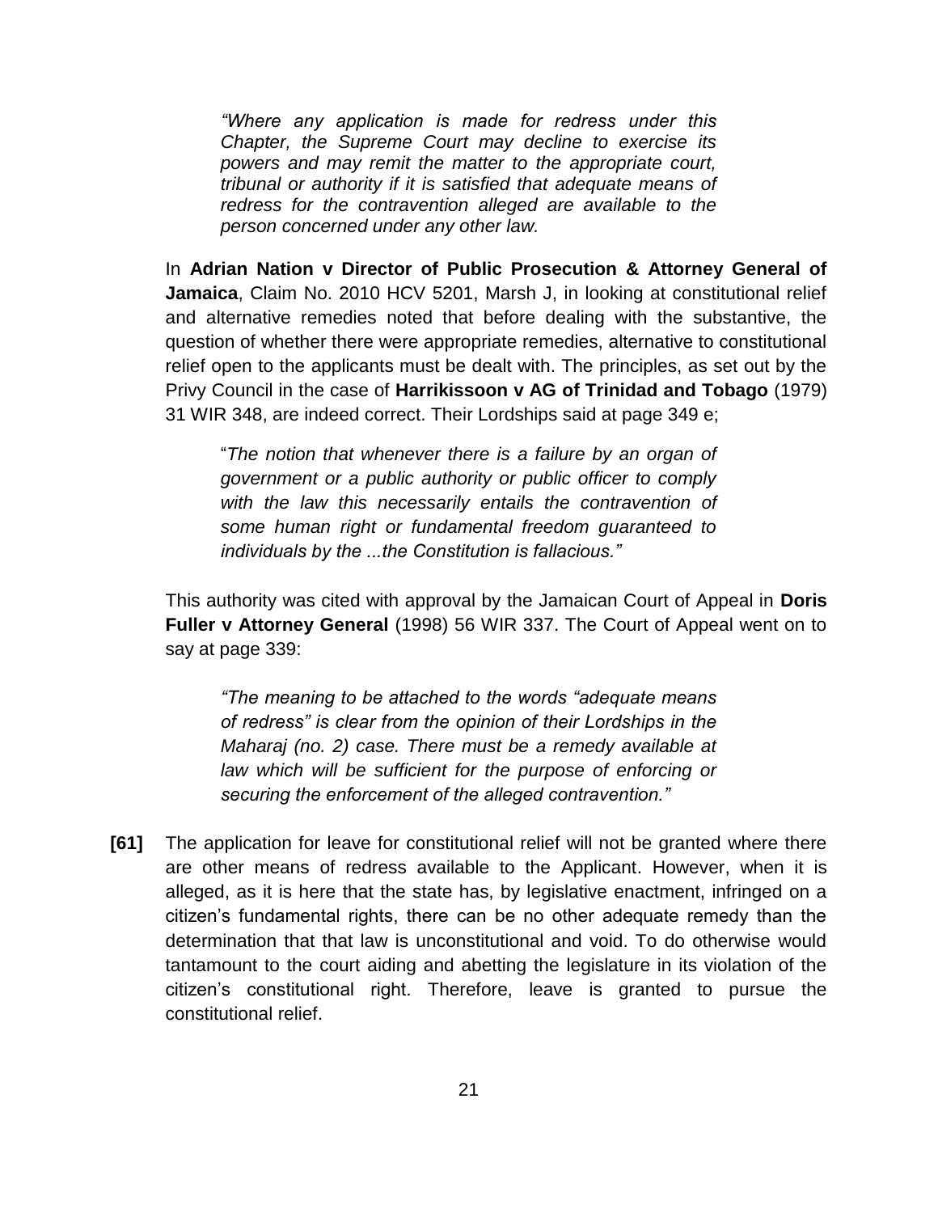> *"Where any application is made for redress under this Chapter, the Supreme Court may decline to exercise its powers and may remit the matter to the appropriate court, tribunal or authority if it is satisfied that adequate means of redress for the contravention alleged are available to the person concerned under any other law.*

In **Adrian Nation v Director of Public Prosecution & Attorney General of Jamaica**, Claim No. 2010 HCV 5201, Marsh J, in looking at constitutional relief and alternative remedies noted that before dealing with the substantive, the question of whether there were appropriate remedies, alternative to constitutional relief open to the applicants must be dealt with. The principles, as set out by the Privy Council in the case of **Harrikissoon v AG of Trinidad and Tobago** (1979) 31 WIR 348, are indeed correct. Their Lordships said at page 349 e;

> "*The notion that whenever there is a failure by an organ of government or a public authority or public officer to comply with the law this necessarily entails the contravention of some human right or fundamental freedom guaranteed to individuals by the ...the Constitution is fallacious."*

This authority was cited with approval by the Jamaican Court of Appeal in **Doris Fuller v Attorney General** (1998) 56 WIR 337. The Court of Appeal went on to say at page 339:

> *"The meaning to be attached to the words "adequate means of redress" is clear from the opinion of their Lordships in the Maharaj (no. 2) case. There must be a remedy available at law which will be sufficient for the purpose of enforcing or securing the enforcement of the alleged contravention."*

**[61]** The application for leave for constitutional relief will not be granted where there are other means of redress available to the Applicant. However, when it is alleged, as it is here that the state has, by legislative enactment, infringed on a citizen's fundamental rights, there can be no other adequate remedy than the determination that that law is unconstitutional and void. To do otherwise would tantamount to the court aiding and abetting the legislature in its violation of the citizen's constitutional right. Therefore, leave is granted to pursue the constitutional relief.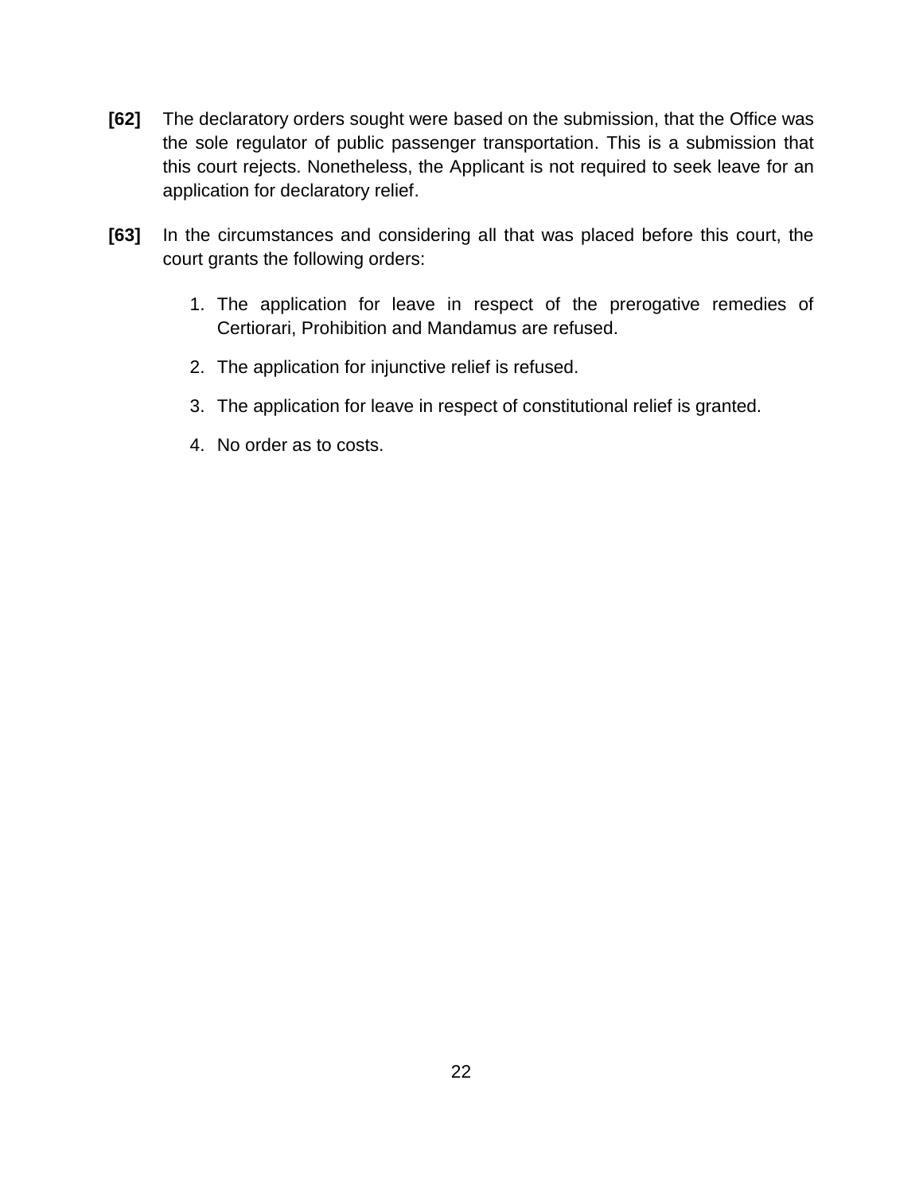**[62]** The declaratory orders sought were based on the submission, that the Office was the sole regulator of public passenger transportation. This is a submission that this court rejects. Nonetheless, the Applicant is not required to seek leave for an application for declaratory relief.

**[63]** In the circumstances and considering all that was placed before this court, the court grants the following orders:

1. The application for leave in respect of the prerogative remedies of Certiorari, Prohibition and Mandamus are refused.
2. The application for injunctive relief is refused.
3. The application for leave in respect of constitutional relief is granted.
4. No order as to costs.